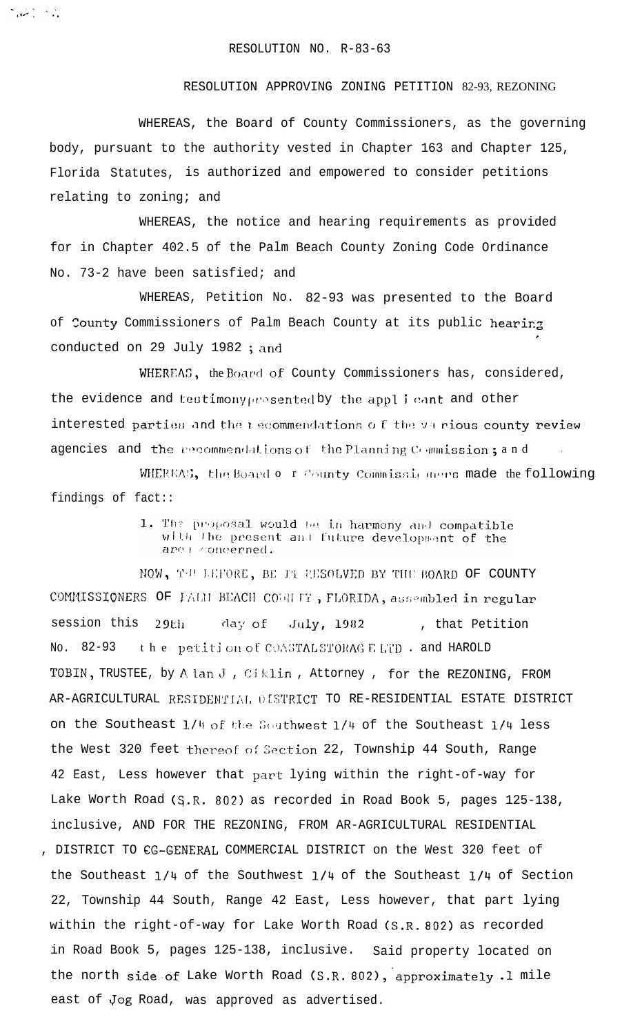# RESOLUTION NO. R-83-63

## RESOLUTION APPROVING ZONING PETITION 82-93, REZONING

WHEREAS, the Board of County Commissioners, as the governing body, pursuant to the authority vested in Chapter 163 and Chapter 125, Florida Statutes, is authorized and empowered to consider petitions relating to zoning; and

WHEREAS, the notice and hearing requirements as provided for in Chapter 402.5 of the Palm Beach County Zoning Code Ordinance No. 73-2 have been satisfied; and

WHEREAS, Petition No. 82-93 was presented to the Board of County Commissioners of Palm Beach County at its public hearing conducted on 29 July 1982 ; and

WHEREAS, the Board of County Commissioners has, considered, the evidence and testimony presented by the applicant and other interested parties and the recommendations of the various county review agencies and the recommendations of the Planning Commission ; and

WHEREAS, the Board of County Commissioners made the following findings of fact::

1. The proposal would be in harmony and compatible with the present and future development of the area concerned.

NOW, THEREFORE, BE IT RESOLVED BY THE BOARD OF COUNTY COMMISSIONERS OF PALM BEACH COUNTY, FLORIDA, assembled in regular session this 29th day of July, 1982 , that Petition No. 82-93 the petition of COASTAL STORAGE LTD. and HAROLD TOBIN, TRUSTEE, by Alan J. Ciklin, Attorney, for the REZONING, FROM AR-AGRICULTURAL RESIDENTIAL DISTRICT TO RE-RESIDENTIAL ESTATE DISTRICT on the Southeast 1/4 of the Southwest 1/4 of the Southeast 1/4 less the West 320 feet thereof of Section 22, Township 44 South, Range 42 East, Less however that part lying within the right-of-way for Lake Worth Road (S.R. 802) as recorded in Road Book 5, pages 125-138, inclusive, AND FOR THE REZONING, FROM AR-AGRICULTURAL RESIDENTIAL DISTRICT TO CG-GENERAL COMMERCIAL DISTRICT on the West 320 feet of the Southeast 1/4 of the Southwest 1/4 of the Southeast 1/4 of Section 22, Township 44 South, Range 42 East, Less however, that part lying within the right-of-way for Lake Worth Road (S.R. 802) as recorded in Road Book 5, pages 125-138, inclusive. Said property located on the north side of Lake Worth Road (S.R. 802), approximately .1 mile east of Jog Road, was approved as advertised.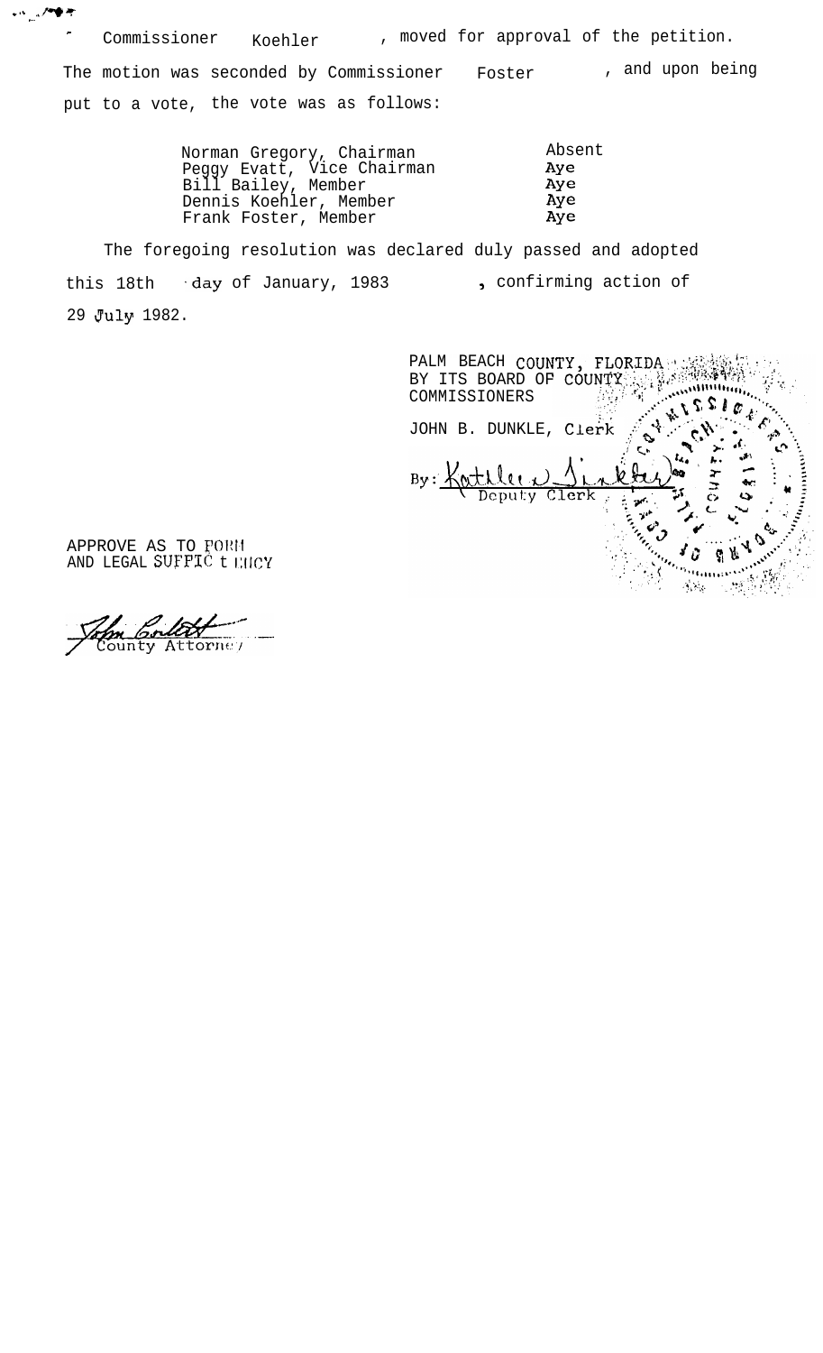Commissioner Koehler, moved for approval of the petition. The motion was seconded by Commissioner Foster, and upon being put to a vote, the vote was as follows:

| | |
|---|---|
| Norman Gregory, Chairman | Absent |
| Peggy Evatt, Vice Chairman | Aye |
| Bill Bailey, Member | Aye |
| Dennis Koehler, Member | Aye |
| Frank Foster, Member | Aye |

The foregoing resolution was declared duly passed and adopted this 18th day of January, 1983, confirming action of 29 July 1982.

PALM BEACH COUNTY, FLORIDA
BY ITS BOARD OF COUNTY
COMMISSIONERS

JOHN B. DUNKLE, Clerk

By: Kathleen Sinkler
Deputy Clerk

APPROVE AS TO FORM
AND LEGAL SUFFICIENCY

John Corlett
County Attorney